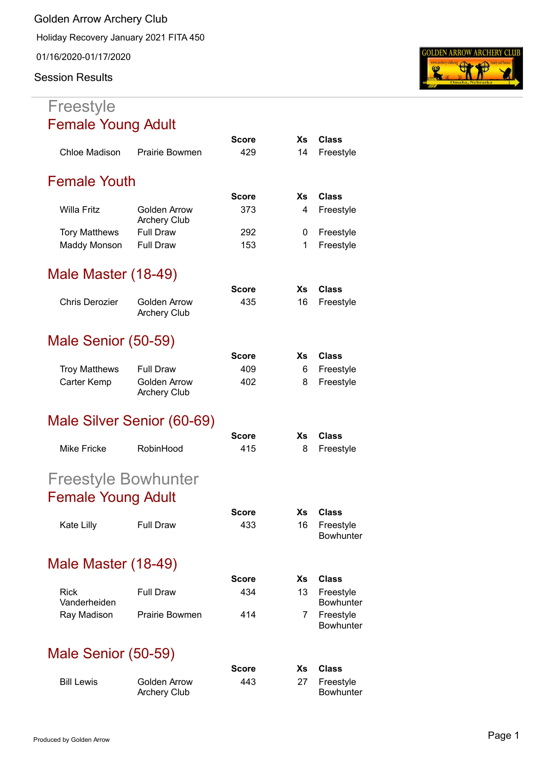Golden Arrow Archery Club

Holiday Recovery January 2021 FITA 450

01/16/2020-01/17/2020

Session Results

# Freestyle

## Female Young Adult

| | | Score | Xs | Class |
|---|---|---|---|---|
| Chloe Madison | Prairie Bowmen | 429 | 14 | Freestyle |

## Female Youth

| | | Score | Xs | Class |
|---|---|---|---|---|
| Willa Fritz | Golden Arrow Archery Club | 373 | 4 | Freestyle |
| Tory Matthews | Full Draw | 292 | 0 | Freestyle |
| Maddy Monson | Full Draw | 153 | 1 | Freestyle |

## Male Master (18-49)

| | | Score | Xs | Class |
|---|---|---|---|---|
| Chris Derozier | Golden Arrow Archery Club | 435 | 16 | Freestyle |

## Male Senior (50-59)

| | | Score | Xs | Class |
|---|---|---|---|---|
| Troy Matthews | Full Draw | 409 | 6 | Freestyle |
| Carter Kemp | Golden Arrow Archery Club | 402 | 8 | Freestyle |

## Male Silver Senior (60-69)

| | | Score | Xs | Class |
|---|---|---|---|---|
| Mike Fricke | RobinHood | 415 | 8 | Freestyle |

# Freestyle Bowhunter

## Female Young Adult

| | | Score | Xs | Class |
|---|---|---|---|---|
| Kate Lilly | Full Draw | 433 | 16 | Freestyle Bowhunter |

## Male Master (18-49)

| | | Score | Xs | Class |
|---|---|---|---|---|
| Rick Vanderheiden | Full Draw | 434 | 13 | Freestyle Bowhunter |
| Ray Madison | Prairie Bowmen | 414 | 7 | Freestyle Bowhunter |

## Male Senior (50-59)

| | | Score | Xs | Class |
|---|---|---|---|---|
| Bill Lewis | Golden Arrow Archery Club | 443 | 27 | Freestyle Bowhunter |

Produced by Golden Arrow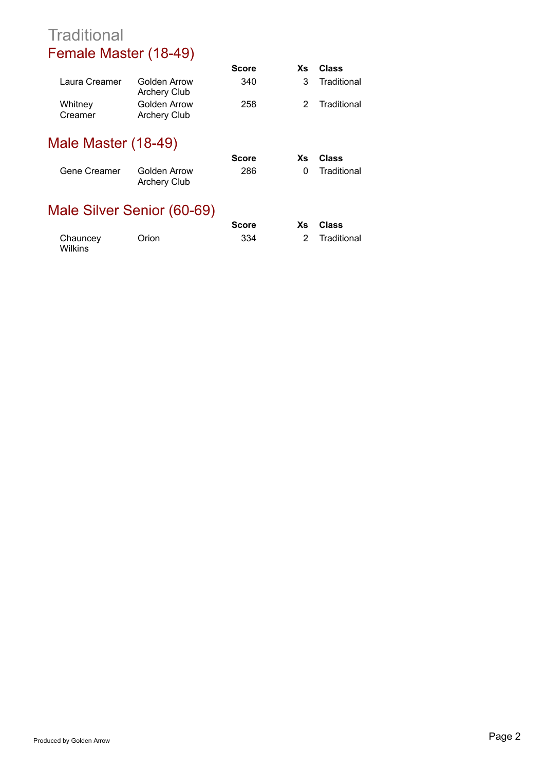# Traditional

## Female Master (18-49)

| | | Score | Xs | Class |
|---|---|---|---|---|
| Laura Creamer | Golden Arrow Archery Club | 340 | 3 | Traditional |
| Whitney Creamer | Golden Arrow Archery Club | 258 | 2 | Traditional |

## Male Master (18-49)

| | | Score | Xs | Class |
|---|---|---|---|---|
| Gene Creamer | Golden Arrow Archery Club | 286 | 0 | Traditional |

## Male Silver Senior (60-69)

| | | Score | Xs | Class |
|---|---|---|---|---|
| Chauncey Wilkins | Orion | 334 | 2 | Traditional |

Produced by Golden Arrow